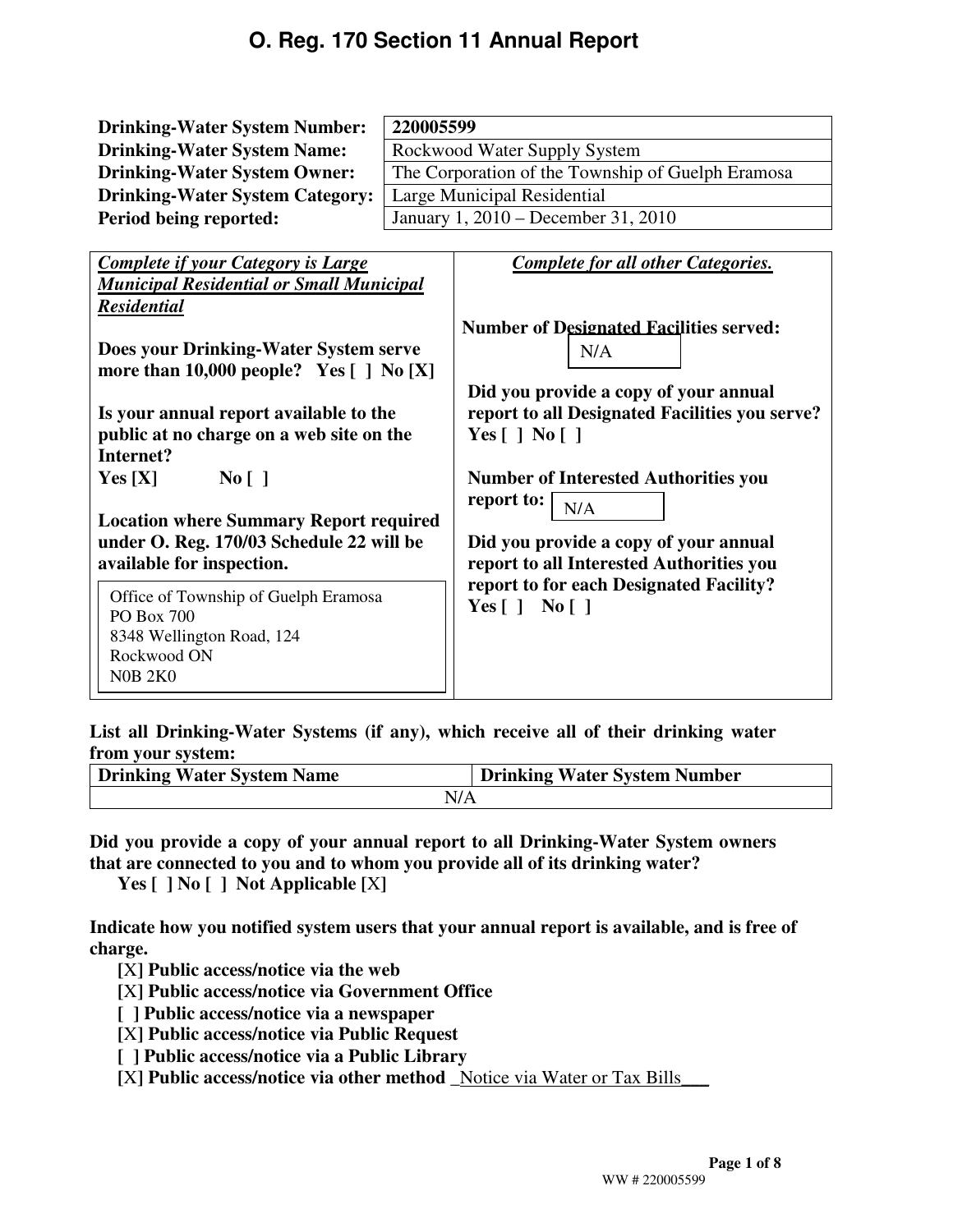# O. Reg. 170 Section 11 Annual Report

| | |
|---|---|
| **Drinking-Water System Number:** | **220005599** |
| **Drinking-Water System Name:** | Rockwood Water Supply System |
| **Drinking-Water System Owner:** | The Corporation of the Township of Guelph Eramosa |
| **Drinking-Water System Category:** | Large Municipal Residential |
| **Period being reported:** | January 1, 2010 – December 31, 2010 |

***Complete if your Category is Large Municipal Residential or Small Municipal Residential***

**Does your Drinking-Water System serve more than 10,000 people? Yes [ ] No [X]**

**Is your annual report available to the public at no charge on a web site on the Internet?**
**Yes [X] No [ ]**

**Location where Summary Report required under O. Reg. 170/03 Schedule 22 will be available for inspection.**

Office of Township of Guelph Eramosa
PO Box 700
8348 Wellington Road, 124
Rockwood ON
N0B 2K0

***Complete for all other Categories.***

**Number of Designated Facilities served:** N/A

**Did you provide a copy of your annual report to all Designated Facilities you serve?**
**Yes [ ] No [ ]**

**Number of Interested Authorities you report to:** N/A

**Did you provide a copy of your annual report to all Interested Authorities you report to for each Designated Facility?**
**Yes [ ] No [ ]**

**List all Drinking-Water Systems (if any), which receive all of their drinking water from your system:**

| Drinking Water System Name | Drinking Water System Number |
|---|---|
| N/A | |

**Did you provide a copy of your annual report to all Drinking-Water System owners that are connected to you and to whom you provide all of its drinking water?**
**Yes [ ] No [ ] Not Applicable [X]**

**Indicate how you notified system users that your annual report is available, and is free of charge.**

- [X] **Public access/notice via the web**
- [X] **Public access/notice via Government Office**
- [ ] **Public access/notice via a newspaper**
- [X] **Public access/notice via Public Request**
- [ ] **Public access/notice via a Public Library**
- [X] **Public access/notice via other method** _Notice via Water or Tax Bills___

WW # 220005599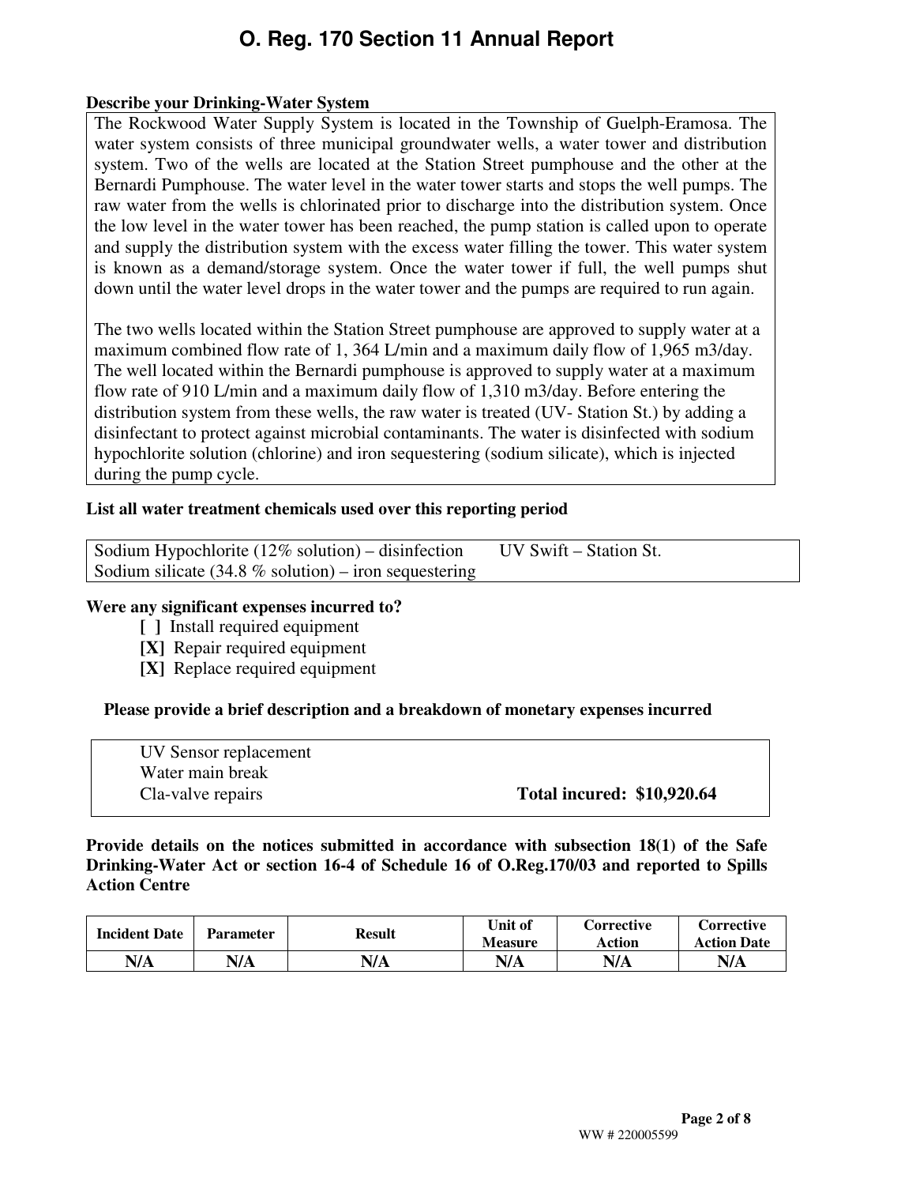# O. Reg. 170 Section 11 Annual Report

**Describe your Drinking-Water System**

The Rockwood Water Supply System is located in the Township of Guelph-Eramosa. The water system consists of three municipal groundwater wells, a water tower and distribution system. Two of the wells are located at the Station Street pumphouse and the other at the Bernardi Pumphouse. The water level in the water tower starts and stops the well pumps. The raw water from the wells is chlorinated prior to discharge into the distribution system. Once the low level in the water tower has been reached, the pump station is called upon to operate and supply the distribution system with the excess water filling the tower. This water system is known as a demand/storage system. Once the water tower if full, the well pumps shut down until the water level drops in the water tower and the pumps are required to run again.

The two wells located within the Station Street pumphouse are approved to supply water at a maximum combined flow rate of 1, 364 L/min and a maximum daily flow of 1,965 m3/day. The well located within the Bernardi pumphouse is approved to supply water at a maximum flow rate of 910 L/min and a maximum daily flow of 1,310 m3/day. Before entering the distribution system from these wells, the raw water is treated (UV- Station St.) by adding a disinfectant to protect against microbial contaminants. The water is disinfected with sodium hypochlorite solution (chlorine) and iron sequestering (sodium silicate), which is injected during the pump cycle.

**List all water treatment chemicals used over this reporting period**

Sodium Hypochlorite (12% solution) – disinfection UV Swift – Station St.
Sodium silicate (34.8 % solution) – iron sequestering

**Were any significant expenses incurred to?**

- [ ] Install required equipment
- [X] Repair required equipment
- [X] Replace required equipment

**Please provide a brief description and a breakdown of monetary expenses incurred**

UV Sensor replacement
Water main break
Cla-valve repairs **Total incured: $10,920.64**

**Provide details on the notices submitted in accordance with subsection 18(1) of the Safe Drinking-Water Act or section 16-4 of Schedule 16 of O.Reg.170/03 and reported to Spills Action Centre**

| Incident Date | Parameter | Result | Unit of Measure | Corrective Action | Corrective Action Date |
|---|---|---|---|---|---|
| N/A | N/A | N/A | N/A | N/A | N/A |

WW # 220005599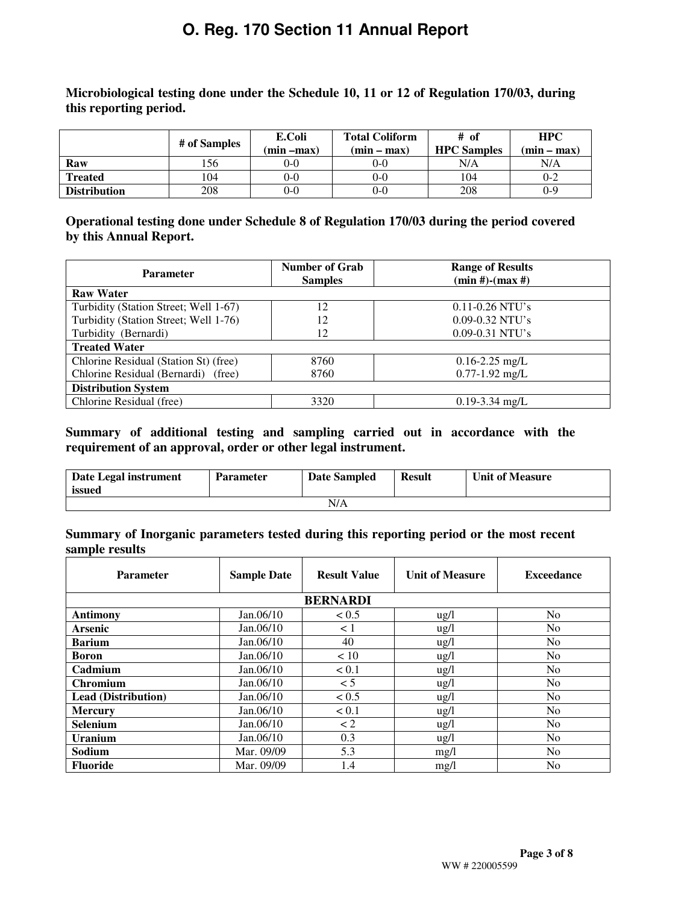# O. Reg. 170 Section 11 Annual Report

**Microbiological testing done under the Schedule 10, 11 or 12 of Regulation 170/03, during this reporting period.**

| | # of Samples | E.Coli (min –max) | Total Coliform (min – max) | # of HPC Samples | HPC (min – max) |
|---|---|---|---|---|---|
| **Raw** | 156 | 0-0 | 0-0 | N/A | N/A |
| **Treated** | 104 | 0-0 | 0-0 | 104 | 0-2 |
| **Distribution** | 208 | 0-0 | 0-0 | 208 | 0-9 |

**Operational testing done under Schedule 8 of Regulation 170/03 during the period covered by this Annual Report.**

| Parameter | Number of Grab Samples | Range of Results (min #)-(max #) |
|---|---|---|
| **Raw Water** | | |
| Turbidity (Station Street; Well 1-67) | 12 | 0.11-0.26 NTU's |
| Turbidity (Station Street; Well 1-76) | 12 | 0.09-0.32 NTU's |
| Turbidity (Bernardi) | 12 | 0.09-0.31 NTU's |
| **Treated Water** | | |
| Chlorine Residual (Station St) (free) | 8760 | 0.16-2.25 mg/L |
| Chlorine Residual (Bernardi) (free) | 8760 | 0.77-1.92 mg/L |
| **Distribution System** | | |
| Chlorine Residual (free) | 3320 | 0.19-3.34 mg/L |

**Summary of additional testing and sampling carried out in accordance with the requirement of an approval, order or other legal instrument.**

| Date Legal instrument issued | Parameter | Date Sampled | Result | Unit of Measure |
|---|---|---|---|---|
| N/A | | | | |

**Summary of Inorganic parameters tested during this reporting period or the most recent sample results**

| Parameter | Sample Date | Result Value | Unit of Measure | Exceedance |
|---|---|---|---|---|
| **BERNARDI** | | | | |
| **Antimony** | Jan.06/10 | < 0.5 | ug/l | No |
| **Arsenic** | Jan.06/10 | < 1 | ug/l | No |
| **Barium** | Jan.06/10 | 40 | ug/l | No |
| **Boron** | Jan.06/10 | < 10 | ug/l | No |
| **Cadmium** | Jan.06/10 | < 0.1 | ug/l | No |
| **Chromium** | Jan.06/10 | < 5 | ug/l | No |
| **Lead (Distribution)** | Jan.06/10 | < 0.5 | ug/l | No |
| **Mercury** | Jan.06/10 | < 0.1 | ug/l | No |
| **Selenium** | Jan.06/10 | < 2 | ug/l | No |
| **Uranium** | Jan.06/10 | 0.3 | ug/l | No |
| **Sodium** | Mar. 09/09 | 5.3 | mg/l | No |
| **Fluoride** | Mar. 09/09 | 1.4 | mg/l | No |

WW # 220005599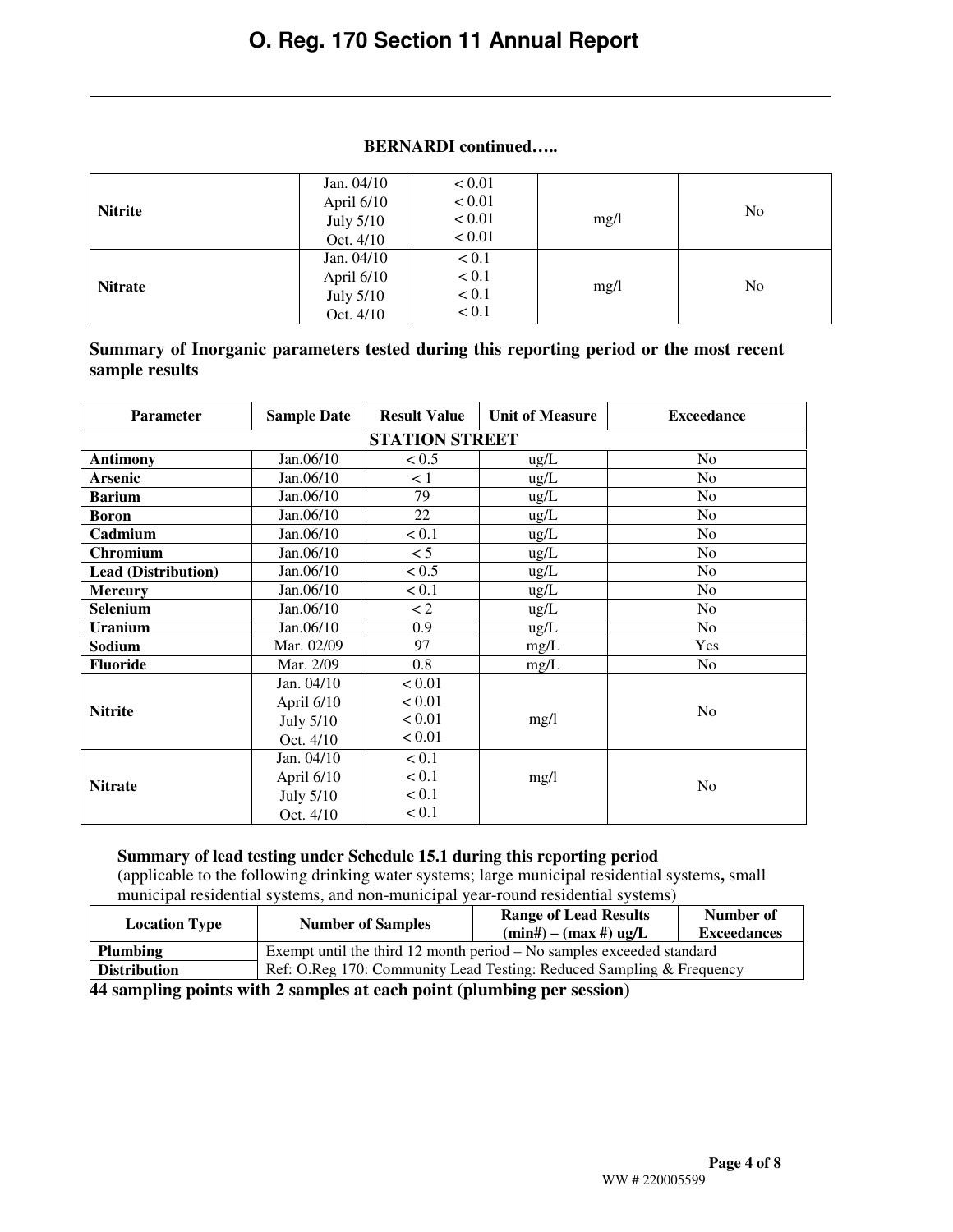**BERNARDI continued…..**

| | | | | |
|---|---|---|---|---|
| **Nitrite** | Jan. 04/10<br>April 6/10<br>July 5/10<br>Oct. 4/10 | < 0.01<br>< 0.01<br>< 0.01<br>< 0.01 | mg/l | No |
| **Nitrate** | Jan. 04/10<br>April 6/10<br>July 5/10<br>Oct. 4/10 | < 0.1<br>< 0.1<br>< 0.1<br>< 0.1 | mg/l | No |

**Summary of Inorganic parameters tested during this reporting period or the most recent sample results**

| Parameter | Sample Date | Result Value | Unit of Measure | Exceedance |
|---|---|---|---|---|
| | | **STATION STREET** | | |
| **Antimony** | Jan.06/10 | < 0.5 | ug/L | No |
| **Arsenic** | Jan.06/10 | < 1 | ug/L | No |
| **Barium** | Jan.06/10 | 79 | ug/L | No |
| **Boron** | Jan.06/10 | 22 | ug/L | No |
| **Cadmium** | Jan.06/10 | < 0.1 | ug/L | No |
| **Chromium** | Jan.06/10 | < 5 | ug/L | No |
| **Lead (Distribution)** | Jan.06/10 | < 0.5 | ug/L | No |
| **Mercury** | Jan.06/10 | < 0.1 | ug/L | No |
| **Selenium** | Jan.06/10 | < 2 | ug/L | No |
| **Uranium** | Jan.06/10 | 0.9 | ug/L | No |
| **Sodium** | Mar. 02/09 | 97 | mg/L | Yes |
| **Fluoride** | Mar. 2/09 | 0.8 | mg/L | No |
| **Nitrite** | Jan. 04/10<br>April 6/10<br>July 5/10<br>Oct. 4/10 | < 0.01<br>< 0.01<br>< 0.01<br>< 0.01 | mg/l | No |
| **Nitrate** | Jan. 04/10<br>April 6/10<br>July 5/10<br>Oct. 4/10 | < 0.1<br>< 0.1<br>< 0.1<br>< 0.1 | mg/l | No |

**Summary of lead testing under Schedule 15.1 during this reporting period**
(applicable to the following drinking water systems; large municipal residential systems**,** small municipal residential systems, and non-municipal year-round residential systems)

| Location Type | Number of Samples | Range of Lead Results (min#) – (max #) ug/L | Number of Exceedances |
|---|---|---|---|
| **Plumbing** | Exempt until the third 12 month period – No samples exceeded standard | | |
| **Distribution** | Ref: O.Reg 170: Community Lead Testing: Reduced Sampling & Frequency | | |

**44 sampling points with 2 samples at each point (plumbing per session)**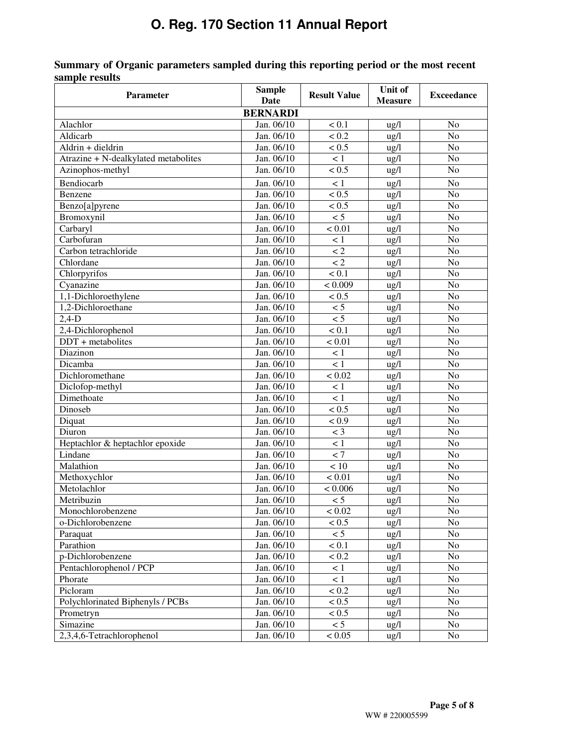# O. Reg. 170 Section 11 Annual Report

**Summary of Organic parameters sampled during this reporting period or the most recent sample results**

| Parameter | Sample Date | Result Value | Unit of Measure | Exceedance |
|---|---|---|---|---|
| **BERNARDI** | | | | |
| Alachlor | Jan. 06/10 | < 0.1 | ug/l | No |
| Aldicarb | Jan. 06/10 | < 0.2 | ug/l | No |
| Aldrin + dieldrin | Jan. 06/10 | < 0.5 | ug/l | No |
| Atrazine + N-dealkylated metabolites | Jan. 06/10 | < 1 | ug/l | No |
| Azinophos-methyl | Jan. 06/10 | < 0.5 | ug/l | No |
| Bendiocarb | Jan. 06/10 | < 1 | ug/l | No |
| Benzene | Jan. 06/10 | < 0.5 | ug/l | No |
| Benzo[a]pyrene | Jan. 06/10 | < 0.5 | ug/l | No |
| Bromoxynil | Jan. 06/10 | < 5 | ug/l | No |
| Carbaryl | Jan. 06/10 | < 0.01 | ug/l | No |
| Carbofuran | Jan. 06/10 | < 1 | ug/l | No |
| Carbon tetrachloride | Jan. 06/10 | < 2 | ug/l | No |
| Chlordane | Jan. 06/10 | < 2 | ug/l | No |
| Chlorpyrifos | Jan. 06/10 | < 0.1 | ug/l | No |
| Cyanazine | Jan. 06/10 | < 0.009 | ug/l | No |
| 1,1-Dichloroethylene | Jan. 06/10 | < 0.5 | ug/l | No |
| 1,2-Dichloroethane | Jan. 06/10 | < 5 | ug/l | No |
| 2,4-D | Jan. 06/10 | < 5 | ug/l | No |
| 2,4-Dichlorophenol | Jan. 06/10 | < 0.1 | ug/l | No |
| DDT + metabolites | Jan. 06/10 | < 0.01 | ug/l | No |
| Diazinon | Jan. 06/10 | < 1 | ug/l | No |
| Dicamba | Jan. 06/10 | < 1 | ug/l | No |
| Dichloromethane | Jan. 06/10 | < 0.02 | ug/l | No |
| Diclofop-methyl | Jan. 06/10 | < 1 | ug/l | No |
| Dimethoate | Jan. 06/10 | < 1 | ug/l | No |
| Dinoseb | Jan. 06/10 | < 0.5 | ug/l | No |
| Diquat | Jan. 06/10 | < 0.9 | ug/l | No |
| Diuron | Jan. 06/10 | < 3 | ug/l | No |
| Heptachlor & heptachlor epoxide | Jan. 06/10 | < 1 | ug/l | No |
| Lindane | Jan. 06/10 | < 7 | ug/l | No |
| Malathion | Jan. 06/10 | < 10 | ug/l | No |
| Methoxychlor | Jan. 06/10 | < 0.01 | ug/l | No |
| Metolachlor | Jan. 06/10 | < 0.006 | ug/l | No |
| Metribuzin | Jan. 06/10 | < 5 | ug/l | No |
| Monochlorobenzene | Jan. 06/10 | < 0.02 | ug/l | No |
| o-Dichlorobenzene | Jan. 06/10 | < 0.5 | ug/l | No |
| Paraquat | Jan. 06/10 | < 5 | ug/l | No |
| Parathion | Jan. 06/10 | < 0.1 | ug/l | No |
| p-Dichlorobenzene | Jan. 06/10 | < 0.2 | ug/l | No |
| Pentachlorophenol / PCP | Jan. 06/10 | < 1 | ug/l | No |
| Phorate | Jan. 06/10 | < 1 | ug/l | No |
| Picloram | Jan. 06/10 | < 0.2 | ug/l | No |
| Polychlorinated Biphenyls / PCBs | Jan. 06/10 | < 0.5 | ug/l | No |
| Prometryn | Jan. 06/10 | < 0.5 | ug/l | No |
| Simazine | Jan. 06/10 | < 5 | ug/l | No |
| 2,3,4,6-Tetrachlorophenol | Jan. 06/10 | < 0.05 | ug/l | No |

WW # 220005599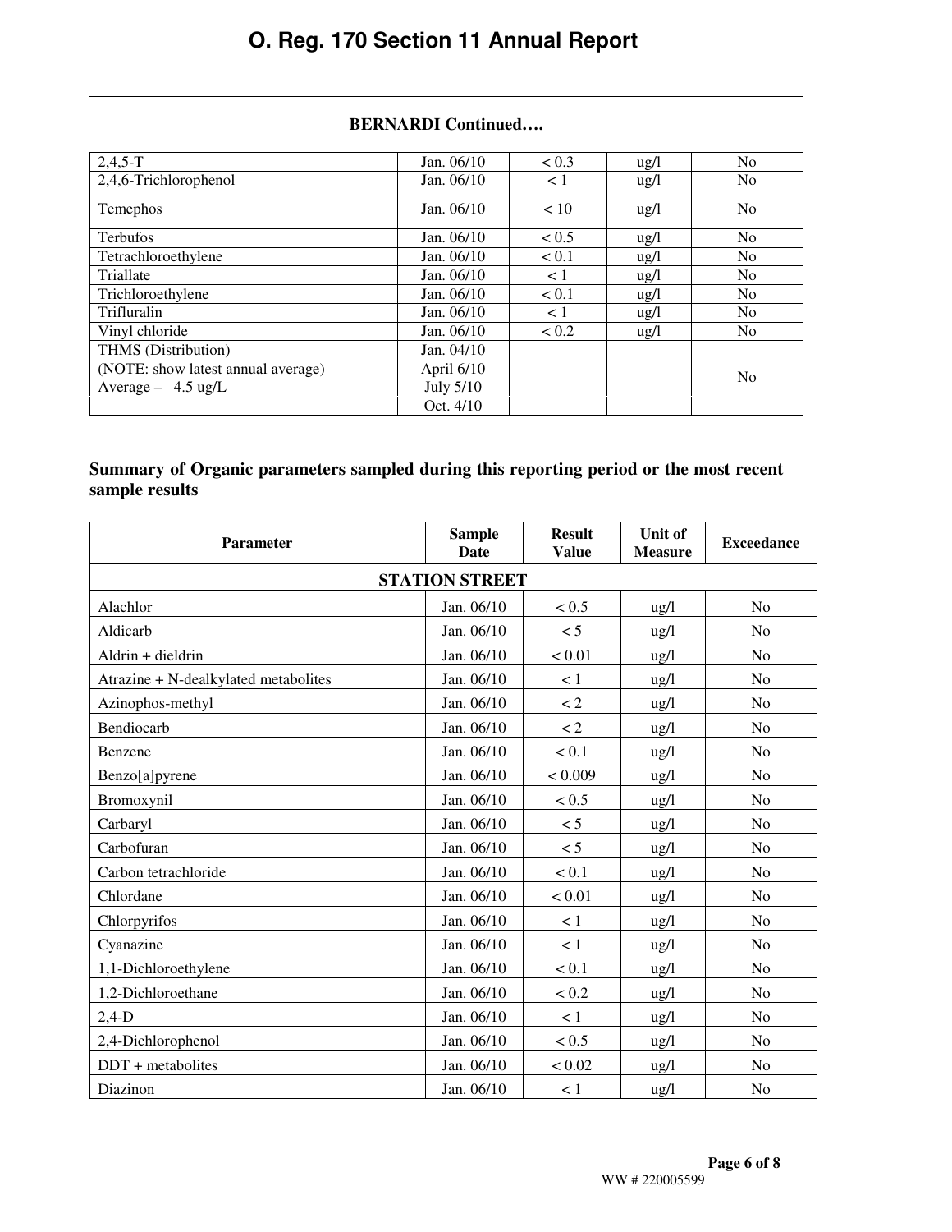**BERNARDI Continued….**

| | | | | |
|---|---|---|---|---|
| 2,4,5-T | Jan. 06/10 | < 0.3 | ug/l | No |
| 2,4,6-Trichlorophenol | Jan. 06/10 | < 1 | ug/l | No |
| Temephos | Jan. 06/10 | < 10 | ug/l | No |
| Terbufos | Jan. 06/10 | < 0.5 | ug/l | No |
| Tetrachloroethylene | Jan. 06/10 | < 0.1 | ug/l | No |
| Triallate | Jan. 06/10 | < 1 | ug/l | No |
| Trichloroethylene | Jan. 06/10 | < 0.1 | ug/l | No |
| Trifluralin | Jan. 06/10 | < 1 | ug/l | No |
| Vinyl chloride | Jan. 06/10 | < 0.2 | ug/l | No |
| THMS (Distribution)<br>(NOTE: show latest annual average)<br>Average – 4.5 ug/L | Jan. 04/10<br>April 6/10<br>July 5/10<br>Oct. 4/10 | | | No |

**Summary of Organic parameters sampled during this reporting period or the most recent sample results**

| Parameter | Sample Date | Result Value | Unit of Measure | Exceedance |
|---|---|---|---|---|
| **STATION STREET** | | | | |
| Alachlor | Jan. 06/10 | < 0.5 | ug/l | No |
| Aldicarb | Jan. 06/10 | < 5 | ug/l | No |
| Aldrin + dieldrin | Jan. 06/10 | < 0.01 | ug/l | No |
| Atrazine + N-dealkylated metabolites | Jan. 06/10 | < 1 | ug/l | No |
| Azinophos-methyl | Jan. 06/10 | < 2 | ug/l | No |
| Bendiocarb | Jan. 06/10 | < 2 | ug/l | No |
| Benzene | Jan. 06/10 | < 0.1 | ug/l | No |
| Benzo[a]pyrene | Jan. 06/10 | < 0.009 | ug/l | No |
| Bromoxynil | Jan. 06/10 | < 0.5 | ug/l | No |
| Carbaryl | Jan. 06/10 | < 5 | ug/l | No |
| Carbofuran | Jan. 06/10 | < 5 | ug/l | No |
| Carbon tetrachloride | Jan. 06/10 | < 0.1 | ug/l | No |
| Chlordane | Jan. 06/10 | < 0.01 | ug/l | No |
| Chlorpyrifos | Jan. 06/10 | < 1 | ug/l | No |
| Cyanazine | Jan. 06/10 | < 1 | ug/l | No |
| 1,1-Dichloroethylene | Jan. 06/10 | < 0.1 | ug/l | No |
| 1,2-Dichloroethane | Jan. 06/10 | < 0.2 | ug/l | No |
| 2,4-D | Jan. 06/10 | < 1 | ug/l | No |
| 2,4-Dichlorophenol | Jan. 06/10 | < 0.5 | ug/l | No |
| DDT + metabolites | Jan. 06/10 | < 0.02 | ug/l | No |
| Diazinon | Jan. 06/10 | < 1 | ug/l | No |

WW # 220005599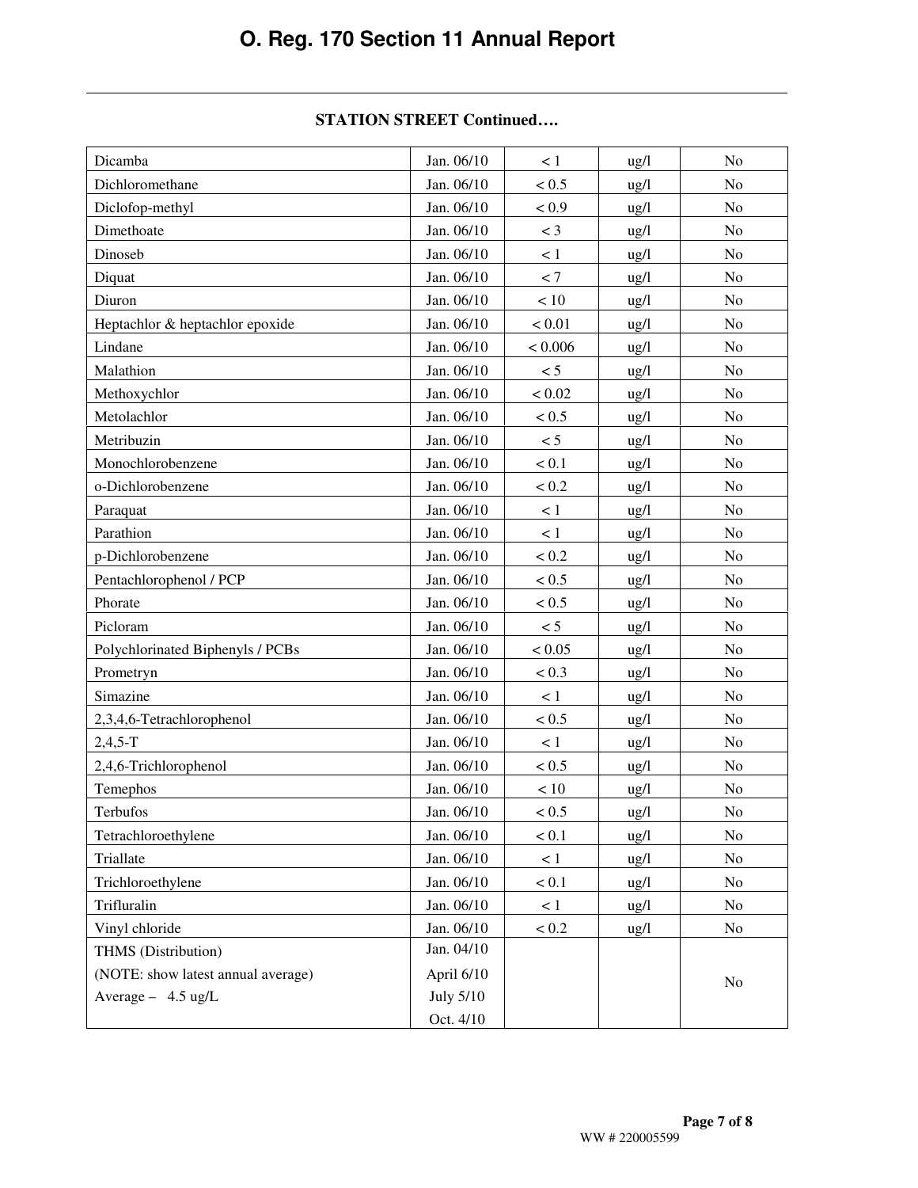**STATION STREET Continued….**

| | | | | |
|---|---|---|---|---|
| Dicamba | Jan. 06/10 | < 1 | ug/l | No |
| Dichloromethane | Jan. 06/10 | < 0.5 | ug/l | No |
| Diclofop-methyl | Jan. 06/10 | < 0.9 | ug/l | No |
| Dimethoate | Jan. 06/10 | < 3 | ug/l | No |
| Dinoseb | Jan. 06/10 | < 1 | ug/l | No |
| Diquat | Jan. 06/10 | < 7 | ug/l | No |
| Diuron | Jan. 06/10 | < 10 | ug/l | No |
| Heptachlor & heptachlor epoxide | Jan. 06/10 | < 0.01 | ug/l | No |
| Lindane | Jan. 06/10 | < 0.006 | ug/l | No |
| Malathion | Jan. 06/10 | < 5 | ug/l | No |
| Methoxychlor | Jan. 06/10 | < 0.02 | ug/l | No |
| Metolachlor | Jan. 06/10 | < 0.5 | ug/l | No |
| Metribuzin | Jan. 06/10 | < 5 | ug/l | No |
| Monochlorobenzene | Jan. 06/10 | < 0.1 | ug/l | No |
| o-Dichlorobenzene | Jan. 06/10 | < 0.2 | ug/l | No |
| Paraquat | Jan. 06/10 | < 1 | ug/l | No |
| Parathion | Jan. 06/10 | < 1 | ug/l | No |
| p-Dichlorobenzene | Jan. 06/10 | < 0.2 | ug/l | No |
| Pentachlorophenol / PCP | Jan. 06/10 | < 0.5 | ug/l | No |
| Phorate | Jan. 06/10 | < 0.5 | ug/l | No |
| Picloram | Jan. 06/10 | < 5 | ug/l | No |
| Polychlorinated Biphenyls / PCBs | Jan. 06/10 | < 0.05 | ug/l | No |
| Prometryn | Jan. 06/10 | < 0.3 | ug/l | No |
| Simazine | Jan. 06/10 | < 1 | ug/l | No |
| 2,3,4,6-Tetrachlorophenol | Jan. 06/10 | < 0.5 | ug/l | No |
| 2,4,5-T | Jan. 06/10 | < 1 | ug/l | No |
| 2,4,6-Trichlorophenol | Jan. 06/10 | < 0.5 | ug/l | No |
| Temephos | Jan. 06/10 | < 10 | ug/l | No |
| Terbufos | Jan. 06/10 | < 0.5 | ug/l | No |
| Tetrachloroethylene | Jan. 06/10 | < 0.1 | ug/l | No |
| Triallate | Jan. 06/10 | < 1 | ug/l | No |
| Trichloroethylene | Jan. 06/10 | < 0.1 | ug/l | No |
| Trifluralin | Jan. 06/10 | < 1 | ug/l | No |
| Vinyl chloride | Jan. 06/10 | < 0.2 | ug/l | No |
| THMS (Distribution)<br>(NOTE: show latest annual average)<br>Average – 4.5 ug/L | Jan. 04/10<br>April 6/10<br>July 5/10<br>Oct. 4/10 | | | No |

WW # 220005599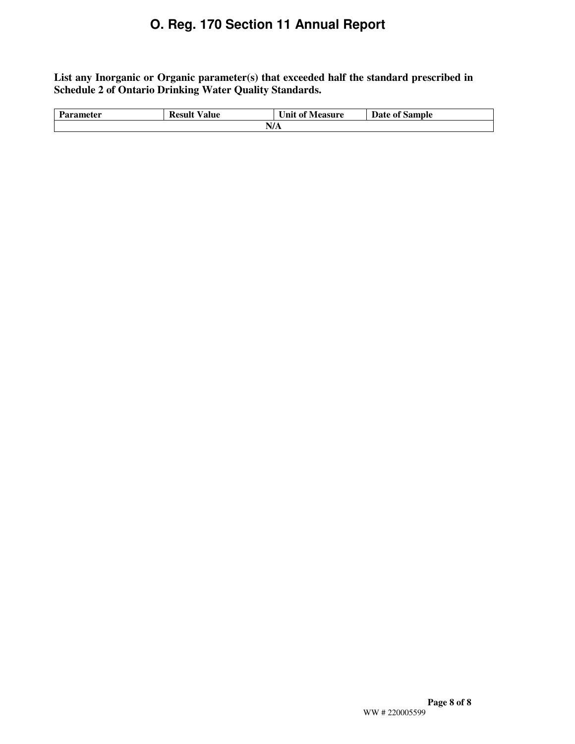# O. Reg. 170 Section 11 Annual Report

**List any Inorganic or Organic parameter(s) that exceeded half the standard prescribed in Schedule 2 of Ontario Drinking Water Quality Standards.**

| Parameter | Result Value | Unit of Measure | Date of Sample |
|---|---|---|---|
| N/A | | | |

WW # 220005599